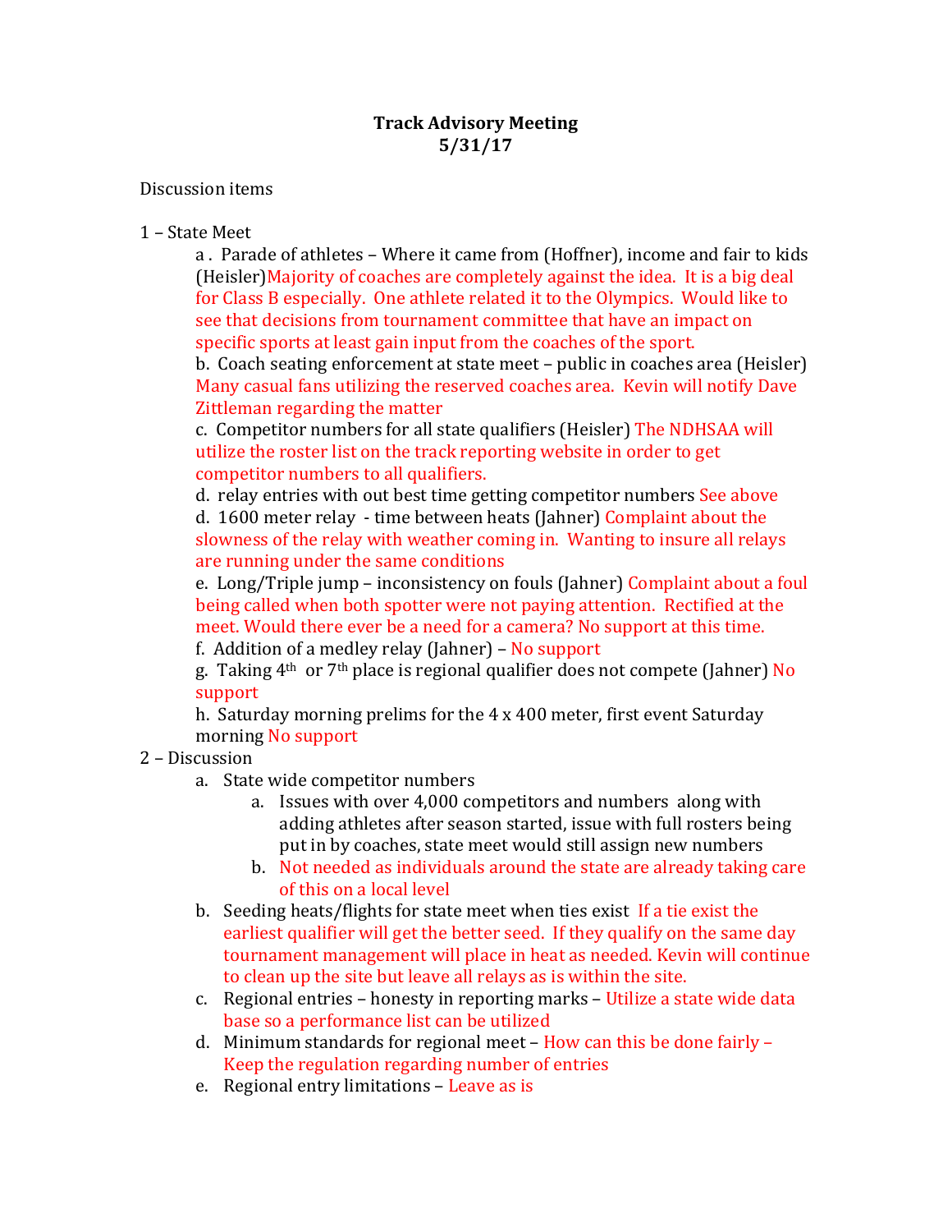**Track Advisory Meeting**
**5/31/17**

Discussion items

1 – State Meet

a . Parade of athletes – Where it came from (Hoffner), income and fair to kids (Heisler)Majority of coaches are completely against the idea. It is a big deal for Class B especially. One athlete related it to the Olympics. Would like to see that decisions from tournament committee that have an impact on specific sports at least gain input from the coaches of the sport.

b. Coach seating enforcement at state meet – public in coaches area (Heisler) Many casual fans utilizing the reserved coaches area. Kevin will notify Dave Zittleman regarding the matter

c. Competitor numbers for all state qualifiers (Heisler) The NDHSAA will utilize the roster list on the track reporting website in order to get competitor numbers to all qualifiers.

d. relay entries with out best time getting competitor numbers See above

d. 1600 meter relay - time between heats (Jahner) Complaint about the slowness of the relay with weather coming in. Wanting to insure all relays are running under the same conditions

e. Long/Triple jump – inconsistency on fouls (Jahner) Complaint about a foul being called when both spotter were not paying attention. Rectified at the meet. Would there ever be a need for a camera? No support at this time.

f. Addition of a medley relay (Jahner) – No support

g. Taking 4th or 7th place is regional qualifier does not compete (Jahner) No support

h. Saturday morning prelims for the 4 x 400 meter, first event Saturday morning No support

2 – Discussion

a. State wide competitor numbers
   a. Issues with over 4,000 competitors and numbers along with adding athletes after season started, issue with full rosters being put in by coaches, state meet would still assign new numbers
   b. Not needed as individuals around the state are already taking care of this on a local level

b. Seeding heats/flights for state meet when ties exist If a tie exist the earliest qualifier will get the better seed. If they qualify on the same day tournament management will place in heat as needed. Kevin will continue to clean up the site but leave all relays as is within the site.

c. Regional entries – honesty in reporting marks – Utilize a state wide data base so a performance list can be utilized

d. Minimum standards for regional meet – How can this be done fairly – Keep the regulation regarding number of entries

e. Regional entry limitations – Leave as is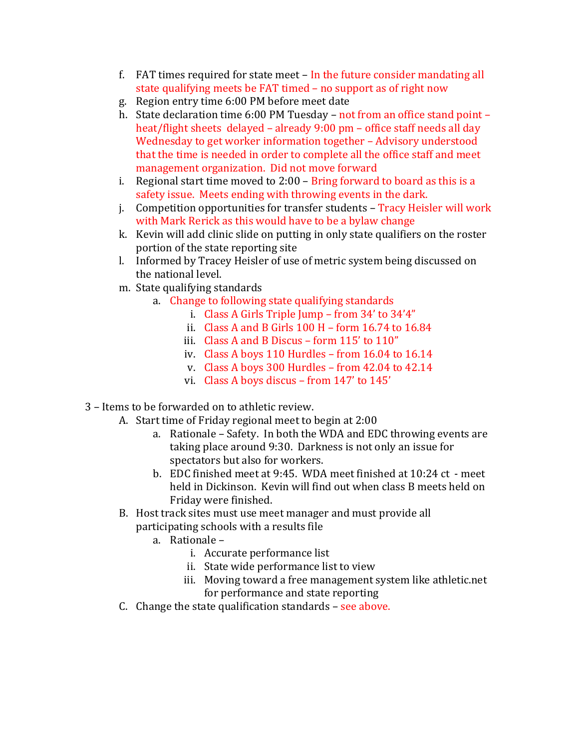f. FAT times required for state meet – In the future consider mandating all state qualifying meets be FAT timed – no support as of right now
g. Region entry time 6:00 PM before meet date
h. State declaration time 6:00 PM Tuesday – not from an office stand point – heat/flight sheets delayed – already 9:00 pm – office staff needs all day Wednesday to get worker information together – Advisory understood that the time is needed in order to complete all the office staff and meet management organization. Did not move forward
i. Regional start time moved to 2:00 – Bring forward to board as this is a safety issue. Meets ending with throwing events in the dark.
j. Competition opportunities for transfer students – Tracy Heisler will work with Mark Rerick as this would have to be a bylaw change
k. Kevin will add clinic slide on putting in only state qualifiers on the roster portion of the state reporting site
l. Informed by Tracey Heisler of use of metric system being discussed on the national level.
m. State qualifying standards
    a. Change to following state qualifying standards
        i. Class A Girls Triple Jump – from 34' to 34'4"
        ii. Class A and B Girls 100 H – form 16.74 to 16.84
        iii. Class A and B Discus – form 115' to 110"
        iv. Class A boys 110 Hurdles – from 16.04 to 16.14
        v. Class A boys 300 Hurdles – from 42.04 to 42.14
        vi. Class A boys discus – from 147' to 145'

3 – Items to be forwarded on to athletic review.

A. Start time of Friday regional meet to begin at 2:00
    a. Rationale – Safety. In both the WDA and EDC throwing events are taking place around 9:30. Darkness is not only an issue for spectators but also for workers.
    b. EDC finished meet at 9:45. WDA meet finished at 10:24 ct - meet held in Dickinson. Kevin will find out when class B meets held on Friday were finished.
B. Host track sites must use meet manager and must provide all participating schools with a results file
    a. Rationale –
        i. Accurate performance list
        ii. State wide performance list to view
        iii. Moving toward a free management system like athletic.net for performance and state reporting
C. Change the state qualification standards – see above.